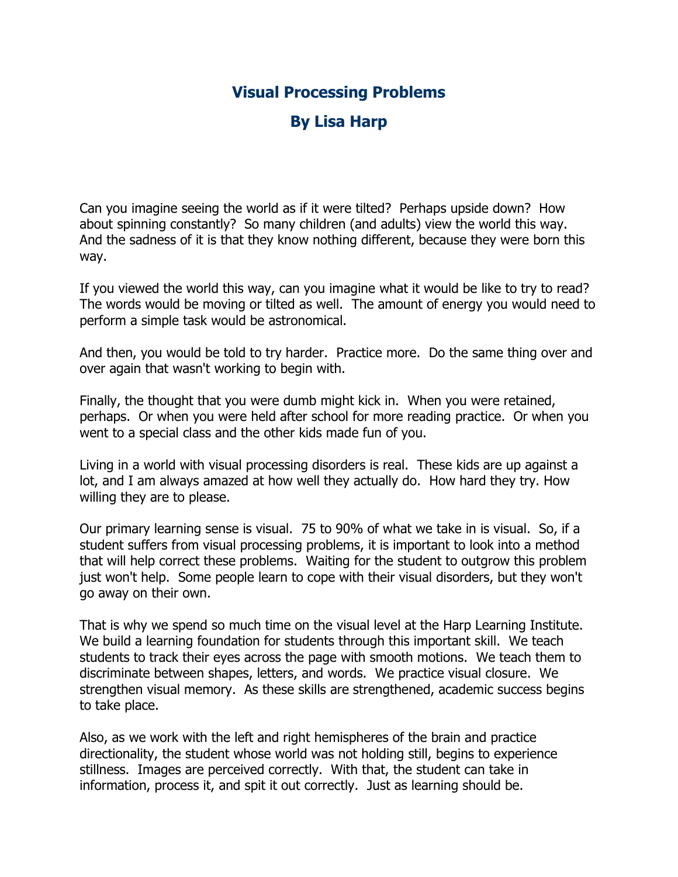# Visual Processing Problems

## By Lisa Harp

Can you imagine seeing the world as if it were tilted? Perhaps upside down? How about spinning constantly? So many children (and adults) view the world this way. And the sadness of it is that they know nothing different, because they were born this way.

If you viewed the world this way, can you imagine what it would be like to try to read? The words would be moving or tilted as well. The amount of energy you would need to perform a simple task would be astronomical.

And then, you would be told to try harder. Practice more. Do the same thing over and over again that wasn't working to begin with.

Finally, the thought that you were dumb might kick in. When you were retained, perhaps. Or when you were held after school for more reading practice. Or when you went to a special class and the other kids made fun of you.

Living in a world with visual processing disorders is real. These kids are up against a lot, and I am always amazed at how well they actually do. How hard they try. How willing they are to please.

Our primary learning sense is visual. 75 to 90% of what we take in is visual. So, if a student suffers from visual processing problems, it is important to look into a method that will help correct these problems. Waiting for the student to outgrow this problem just won't help. Some people learn to cope with their visual disorders, but they won't go away on their own.

That is why we spend so much time on the visual level at the Harp Learning Institute. We build a learning foundation for students through this important skill. We teach students to track their eyes across the page with smooth motions. We teach them to discriminate between shapes, letters, and words. We practice visual closure. We strengthen visual memory. As these skills are strengthened, academic success begins to take place.

Also, as we work with the left and right hemispheres of the brain and practice directionality, the student whose world was not holding still, begins to experience stillness. Images are perceived correctly. With that, the student can take in information, process it, and spit it out correctly. Just as learning should be.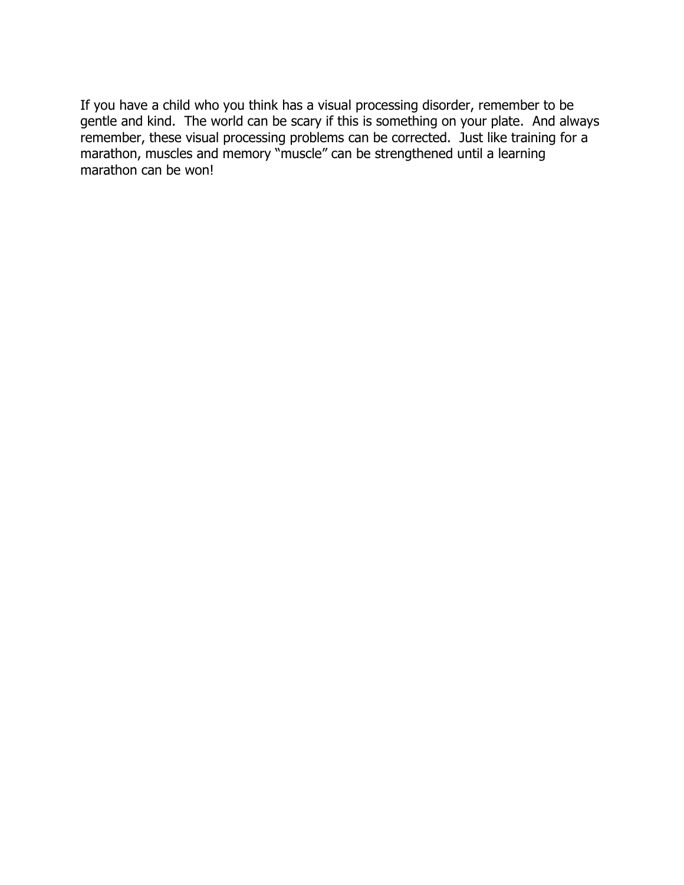If you have a child who you think has a visual processing disorder, remember to be gentle and kind.  The world can be scary if this is something on your plate.  And always remember, these visual processing problems can be corrected.  Just like training for a marathon, muscles and memory "muscle" can be strengthened until a learning marathon can be won!